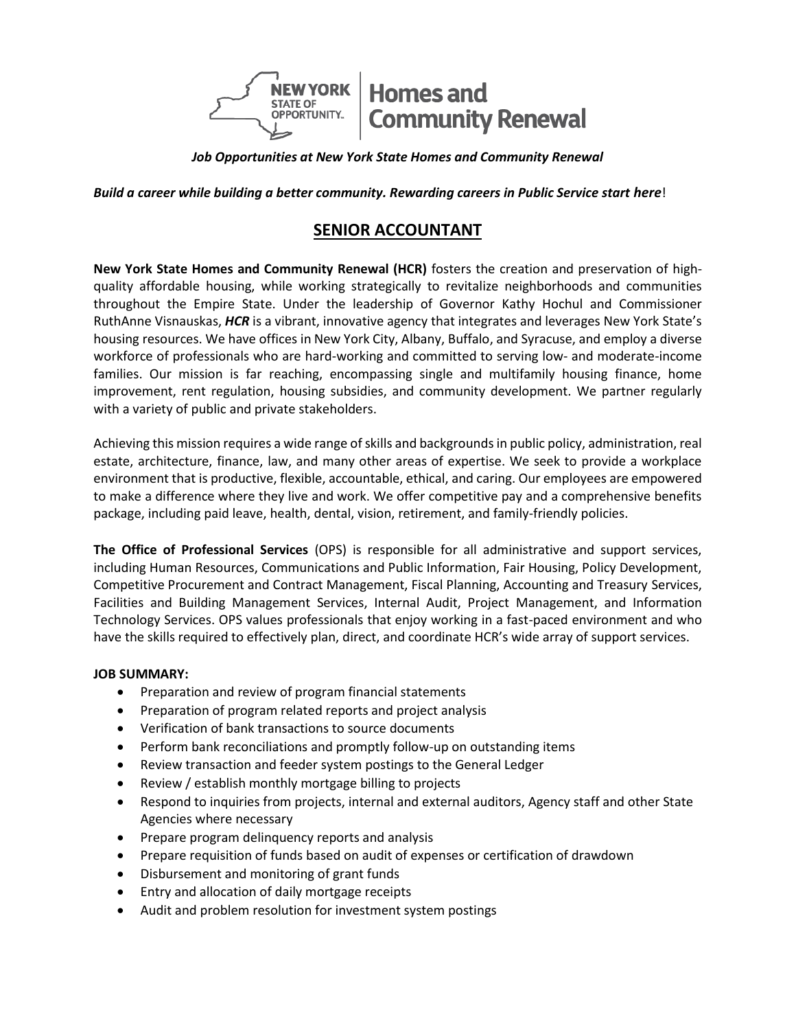NEW YORK STATE OF OPPORTUNITY. | Homes and Community Renewal

***Job Opportunities at New York State Homes and Community Renewal***

***Build a career while building a better community. Rewarding careers in Public Service start here***!

# SENIOR ACCOUNTANT

**New York State Homes and Community Renewal (HCR)** fosters the creation and preservation of high-quality affordable housing, while working strategically to revitalize neighborhoods and communities throughout the Empire State. Under the leadership of Governor Kathy Hochul and Commissioner RuthAnne Visnauskas, ***HCR*** is a vibrant, innovative agency that integrates and leverages New York State's housing resources. We have offices in New York City, Albany, Buffalo, and Syracuse, and employ a diverse workforce of professionals who are hard-working and committed to serving low- and moderate-income families. Our mission is far reaching, encompassing single and multifamily housing finance, home improvement, rent regulation, housing subsidies, and community development. We partner regularly with a variety of public and private stakeholders.

Achieving this mission requires a wide range of skills and backgrounds in public policy, administration, real estate, architecture, finance, law, and many other areas of expertise. We seek to provide a workplace environment that is productive, flexible, accountable, ethical, and caring. Our employees are empowered to make a difference where they live and work. We offer competitive pay and a comprehensive benefits package, including paid leave, health, dental, vision, retirement, and family-friendly policies.

**The Office of Professional Services** (OPS) is responsible for all administrative and support services, including Human Resources, Communications and Public Information, Fair Housing, Policy Development, Competitive Procurement and Contract Management, Fiscal Planning, Accounting and Treasury Services, Facilities and Building Management Services, Internal Audit, Project Management, and Information Technology Services. OPS values professionals that enjoy working in a fast-paced environment and who have the skills required to effectively plan, direct, and coordinate HCR's wide array of support services.

**JOB SUMMARY:**

- Preparation and review of program financial statements
- Preparation of program related reports and project analysis
- Verification of bank transactions to source documents
- Perform bank reconciliations and promptly follow-up on outstanding items
- Review transaction and feeder system postings to the General Ledger
- Review / establish monthly mortgage billing to projects
- Respond to inquiries from projects, internal and external auditors, Agency staff and other State Agencies where necessary
- Prepare program delinquency reports and analysis
- Prepare requisition of funds based on audit of expenses or certification of drawdown
- Disbursement and monitoring of grant funds
- Entry and allocation of daily mortgage receipts
- Audit and problem resolution for investment system postings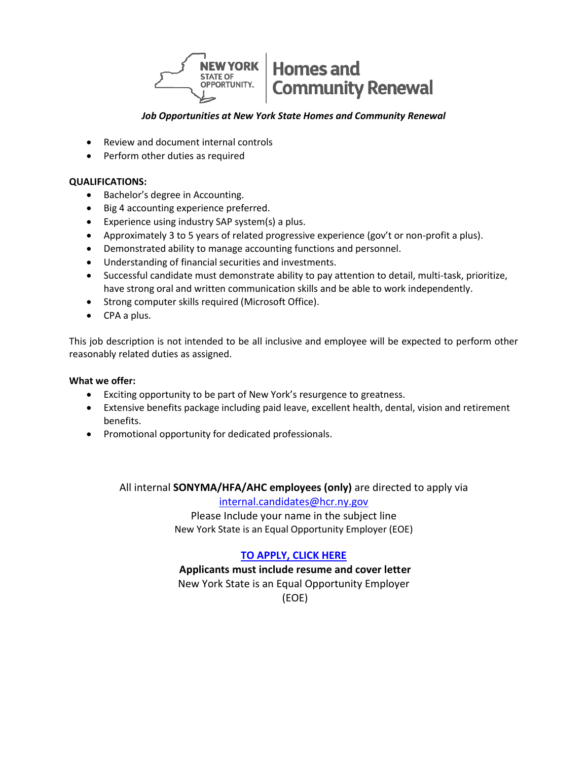*Job Opportunities at New York State Homes and Community Renewal*

- Review and document internal controls
- Perform other duties as required

**QUALIFICATIONS:**

- Bachelor's degree in Accounting.
- Big 4 accounting experience preferred.
- Experience using industry SAP system(s) a plus.
- Approximately 3 to 5 years of related progressive experience (gov't or non-profit a plus).
- Demonstrated ability to manage accounting functions and personnel.
- Understanding of financial securities and investments.
- Successful candidate must demonstrate ability to pay attention to detail, multi-task, prioritize, have strong oral and written communication skills and be able to work independently.
- Strong computer skills required (Microsoft Office).
- CPA a plus.

This job description is not intended to be all inclusive and employee will be expected to perform other reasonably related duties as assigned.

**What we offer:**

- Exciting opportunity to be part of New York's resurgence to greatness.
- Extensive benefits package including paid leave, excellent health, dental, vision and retirement benefits.
- Promotional opportunity for dedicated professionals.

All internal **SONYMA/HFA/AHC employees (only)** are directed to apply via
internal.candidates@hcr.ny.gov
Please Include your name in the subject line
New York State is an Equal Opportunity Employer (EOE)

**TO APPLY, CLICK HERE**

**Applicants must include resume and cover letter**
New York State is an Equal Opportunity Employer (EOE)